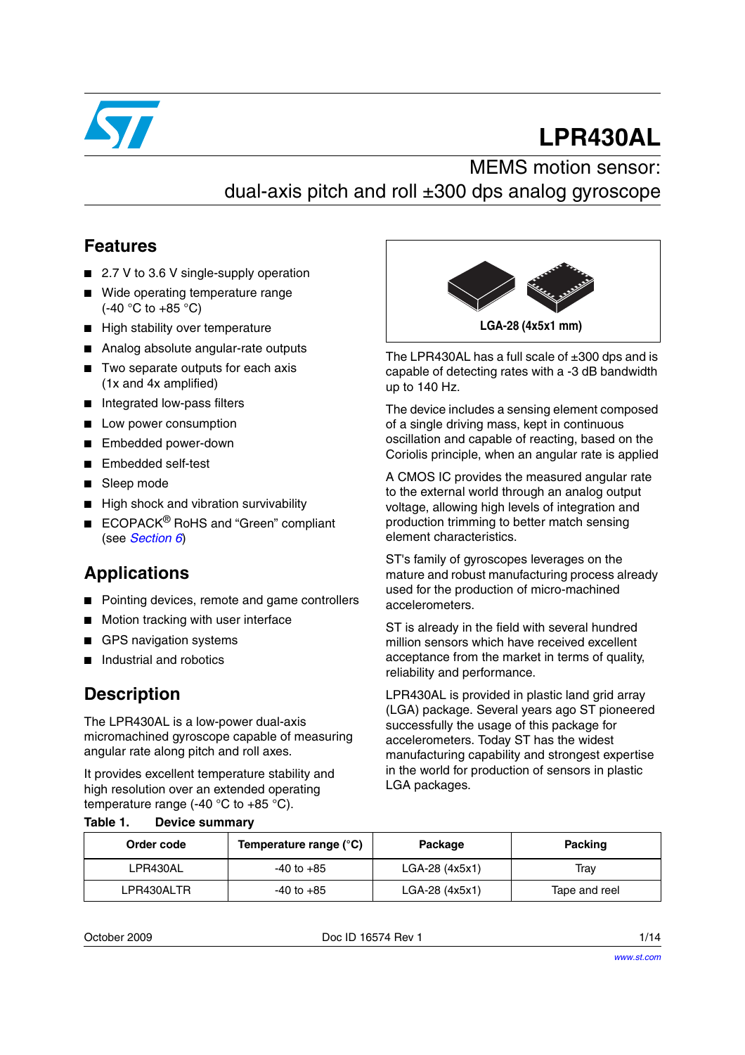# LPR430AL

## MEMS motion sensor: dual-axis pitch and roll ±300 dps analog gyroscope

## Features

- 2.7 V to 3.6 V single-supply operation
- Wide operating temperature range (-40 °C to +85 °C)
- High stability over temperature
- Analog absolute angular-rate outputs
- Two separate outputs for each axis (1x and 4x amplified)
- Integrated low-pass filters
- Low power consumption
- Embedded power-down
- Embedded self-test
- Sleep mode
- High shock and vibration survivability
- ECOPACK® RoHS and “Green” compliant (see *Section 6*)

LGA-28 (4x5x1 mm)

## Applications

- Pointing devices, remote and game controllers
- Motion tracking with user interface
- GPS navigation systems
- Industrial and robotics

## Description

The LPR430AL is a low-power dual-axis micromachined gyroscope capable of measuring angular rate along pitch and roll axes.

It provides excellent temperature stability and high resolution over an extended operating temperature range (-40 °C to +85 °C).

The LPR430AL has a full scale of ±300 dps and is capable of detecting rates with a -3 dB bandwidth up to 140 Hz.

The device includes a sensing element composed of a single driving mass, kept in continuous oscillation and capable of reacting, based on the Coriolis principle, when an angular rate is applied

A CMOS IC provides the measured angular rate to the external world through an analog output voltage, allowing high levels of integration and production trimming to better match sensing element characteristics.

ST's family of gyroscopes leverages on the mature and robust manufacturing process already used for the production of micro-machined accelerometers.

ST is already in the field with several hundred million sensors which have received excellent acceptance from the market in terms of quality, reliability and performance.

LPR430AL is provided in plastic land grid array (LGA) package. Several years ago ST pioneered successfully the usage of this package for accelerometers. Today ST has the widest manufacturing capability and strongest expertise in the world for production of sensors in plastic LGA packages.

**Table 1. Device summary**

| Order code | Temperature range (°C) | Package | Packing |
|---|---|---|---|
| LPR430AL | -40 to +85 | LGA-28 (4x5x1) | Tray |
| LPR430ALTR | -40 to +85 | LGA-28 (4x5x1) | Tape and reel |

October 2009 Doc ID 16574 Rev 1

www.st.com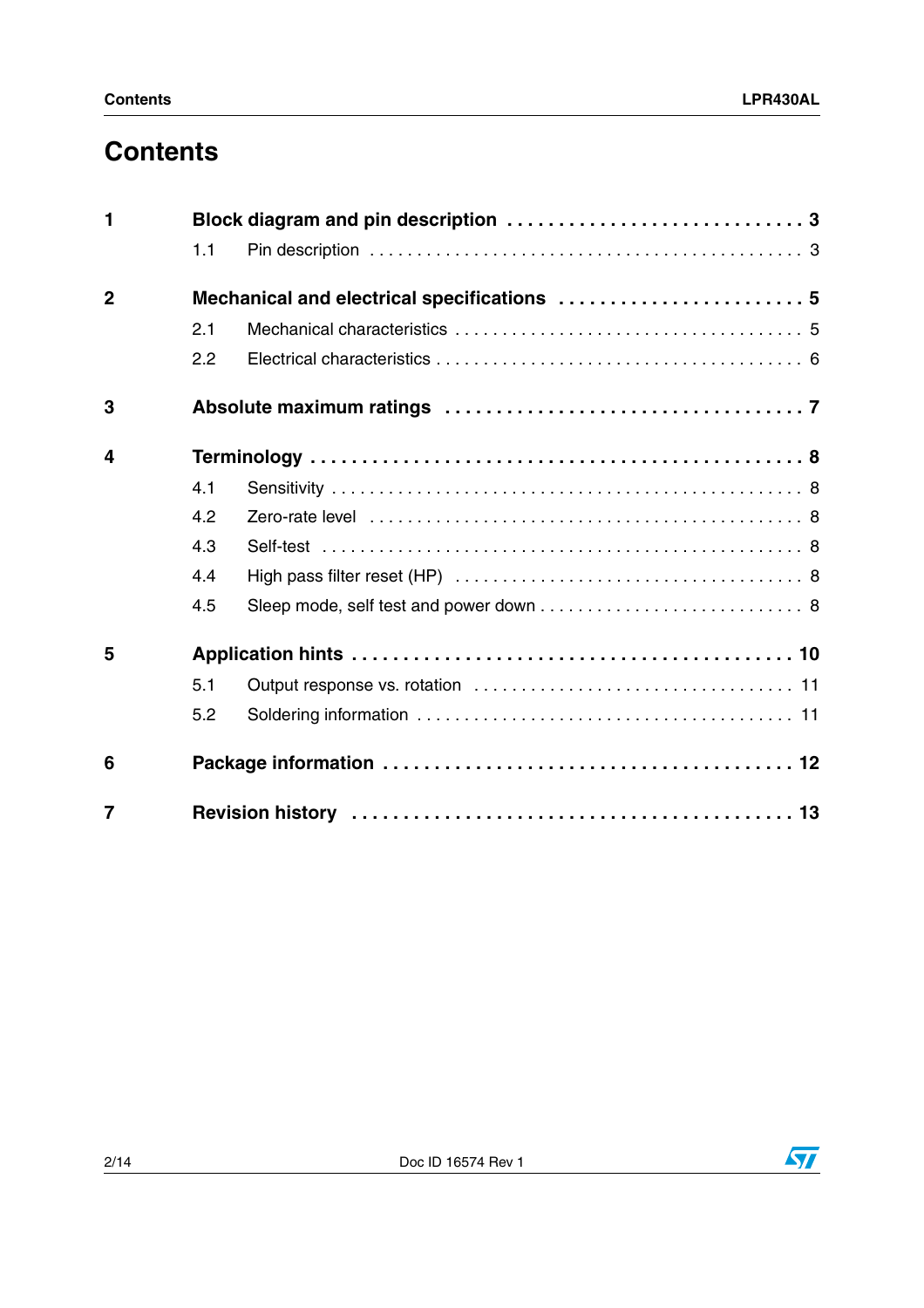# Contents

1 Block diagram and pin description . . . . . . . . . . . . . . . . . . . . . . . . . . . . 3

  1.1 Pin description . . . . . . . . . . . . . . . . . . . . . . . . . . . . . . . . . . . . . . . . . . . . 3

2 Mechanical and electrical specifications . . . . . . . . . . . . . . . . . . . . . . . . 5

  2.1 Mechanical characteristics . . . . . . . . . . . . . . . . . . . . . . . . . . . . . . . . . . . 5

  2.2 Electrical characteristics . . . . . . . . . . . . . . . . . . . . . . . . . . . . . . . . . . . . 6

3 Absolute maximum ratings . . . . . . . . . . . . . . . . . . . . . . . . . . . . . . . . . 7

4 Terminology . . . . . . . . . . . . . . . . . . . . . . . . . . . . . . . . . . . . . . . . . . . . . 8

  4.1 Sensitivity . . . . . . . . . . . . . . . . . . . . . . . . . . . . . . . . . . . . . . . . . . . . . . . 8

  4.2 Zero-rate level . . . . . . . . . . . . . . . . . . . . . . . . . . . . . . . . . . . . . . . . . . . . 8

  4.3 Self-test . . . . . . . . . . . . . . . . . . . . . . . . . . . . . . . . . . . . . . . . . . . . . . . . 8

  4.4 High pass filter reset (HP) . . . . . . . . . . . . . . . . . . . . . . . . . . . . . . . . . . . 8

  4.5 Sleep mode, self test and power down . . . . . . . . . . . . . . . . . . . . . . . . . . 8

5 Application hints . . . . . . . . . . . . . . . . . . . . . . . . . . . . . . . . . . . . . . . . . 10

  5.1 Output response vs. rotation . . . . . . . . . . . . . . . . . . . . . . . . . . . . . . . . 11

  5.2 Soldering information . . . . . . . . . . . . . . . . . . . . . . . . . . . . . . . . . . . . . 11

6 Package information . . . . . . . . . . . . . . . . . . . . . . . . . . . . . . . . . . . . . . 12

7 Revision history . . . . . . . . . . . . . . . . . . . . . . . . . . . . . . . . . . . . . . . . . 13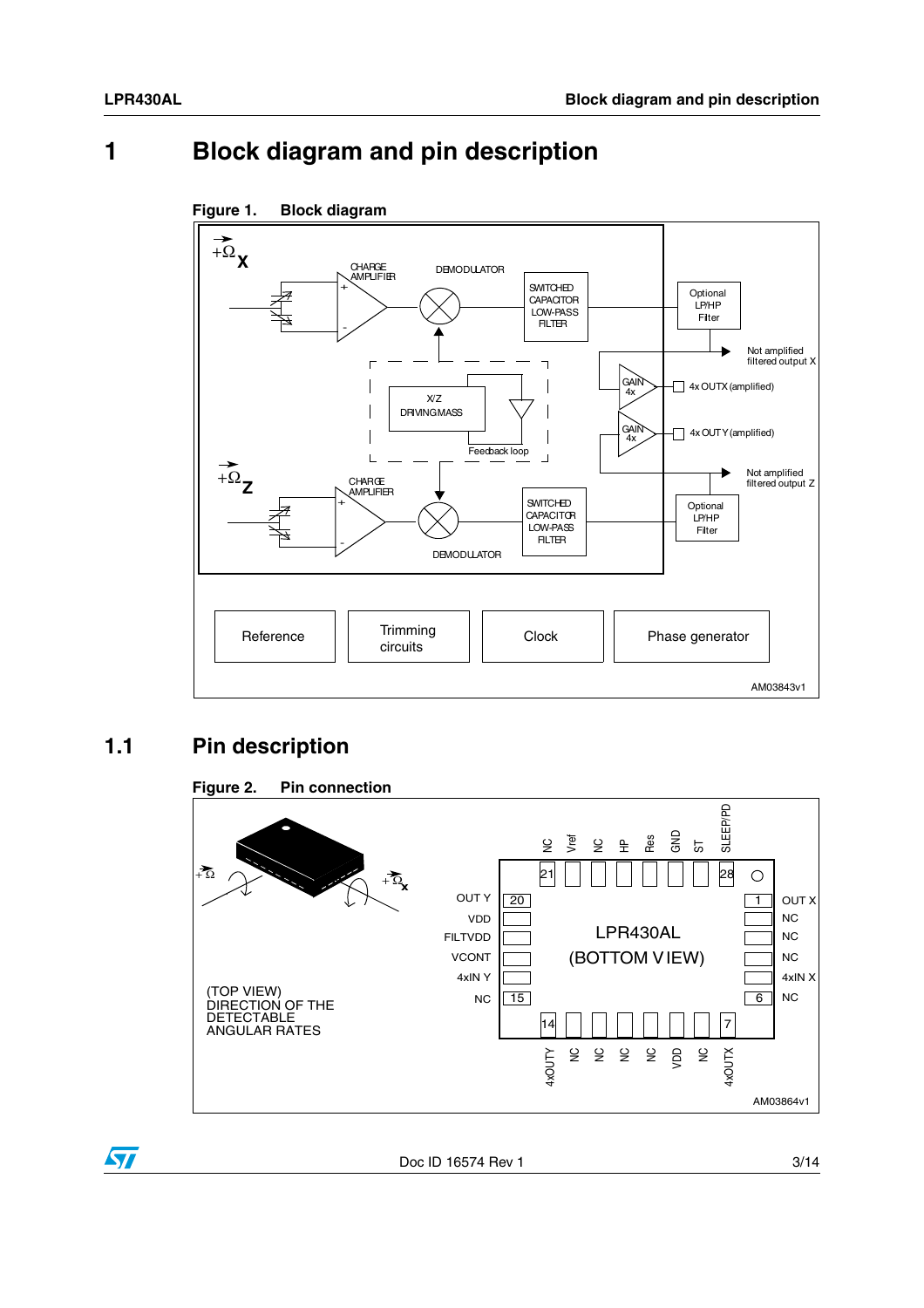# 1 Block diagram and pin description

**Figure 1. Block diagram**

## 1.1 Pin description

**Figure 2. Pin connection**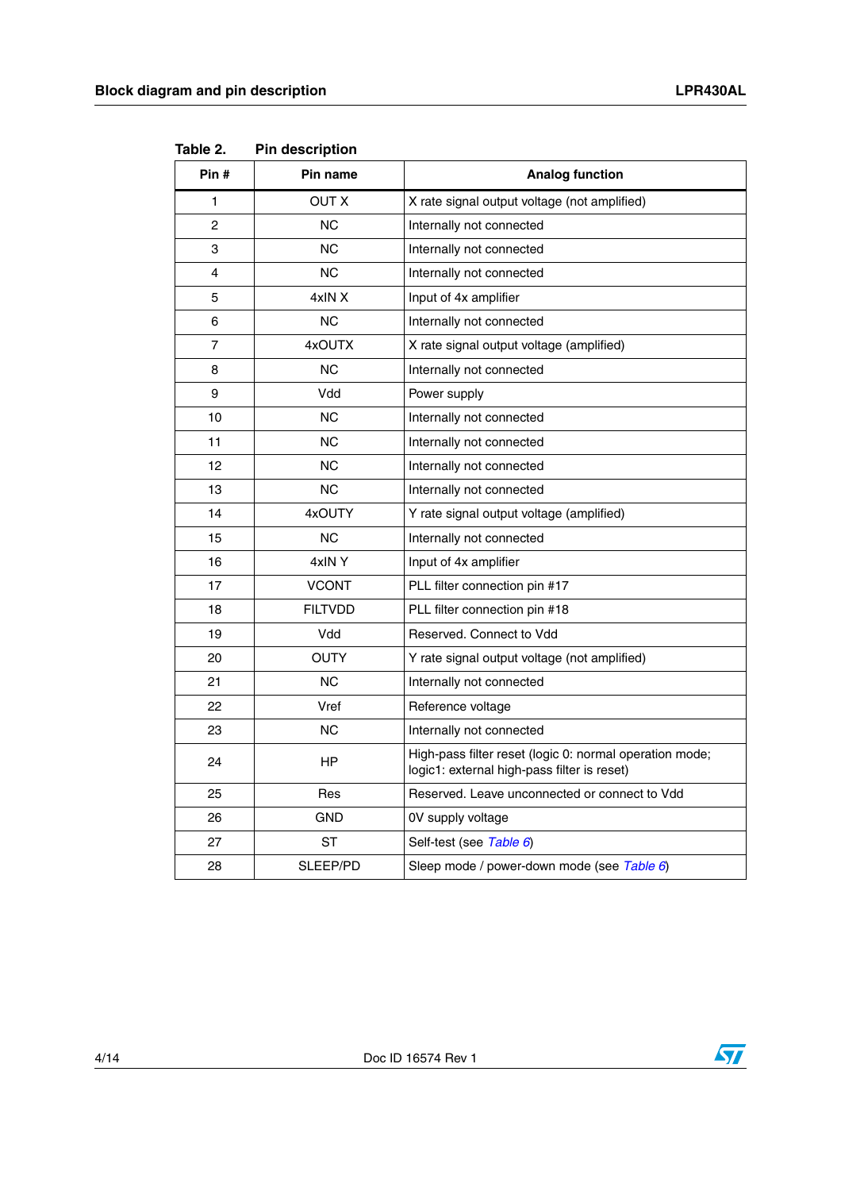Table 2. Pin description

| Pin # | Pin name | Analog function |
|---|---|---|
| 1 | OUT X | X rate signal output voltage (not amplified) |
| 2 | NC | Internally not connected |
| 3 | NC | Internally not connected |
| 4 | NC | Internally not connected |
| 5 | 4xIN X | Input of 4x amplifier |
| 6 | NC | Internally not connected |
| 7 | 4xOUTX | X rate signal output voltage (amplified) |
| 8 | NC | Internally not connected |
| 9 | Vdd | Power supply |
| 10 | NC | Internally not connected |
| 11 | NC | Internally not connected |
| 12 | NC | Internally not connected |
| 13 | NC | Internally not connected |
| 14 | 4xOUTY | Y rate signal output voltage (amplified) |
| 15 | NC | Internally not connected |
| 16 | 4xIN Y | Input of 4x amplifier |
| 17 | VCONT | PLL filter connection pin #17 |
| 18 | FILTVDD | PLL filter connection pin #18 |
| 19 | Vdd | Reserved. Connect to Vdd |
| 20 | OUTY | Y rate signal output voltage (not amplified) |
| 21 | NC | Internally not connected |
| 22 | Vref | Reference voltage |
| 23 | NC | Internally not connected |
| 24 | HP | High-pass filter reset (logic 0: normal operation mode; logic1: external high-pass filter is reset) |
| 25 | Res | Reserved. Leave unconnected or connect to Vdd |
| 26 | GND | 0V supply voltage |
| 27 | ST | Self-test (see *Table 6*) |
| 28 | SLEEP/PD | Sleep mode / power-down mode (see *Table 6*) |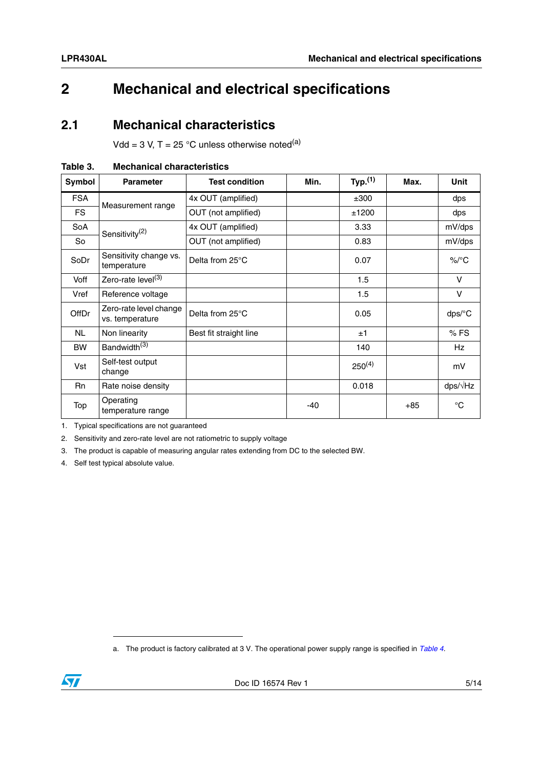# 2 Mechanical and electrical specifications

## 2.1 Mechanical characteristics

Vdd = 3 V, T = 25 °C unless otherwise noted[a]

**Table 3. Mechanical characteristics**

| Symbol | Parameter | Test condition | Min. | Typ.[1] | Max. | Unit |
|---|---|---|---|---|---|---|
| FSA | Measurement range | 4x OUT (amplified) | | ±300 | | dps |
| FS | | OUT (not amplified) | | ±1200 | | dps |
| SoA | Sensitivity[2] | 4x OUT (amplified) | | 3.33 | | mV/dps |
| So | | OUT (not amplified) | | 0.83 | | mV/dps |
| SoDr | Sensitivity change vs. temperature | Delta from 25°C | | 0.07 | | %/°C |
| Voff | Zero-rate level[3] | | | 1.5 | | V |
| Vref | Reference voltage | | | 1.5 | | V |
| OffDr | Zero-rate level change vs. temperature | Delta from 25°C | | 0.05 | | dps/°C |
| NL | Non linearity | Best fit straight line | | ±1 | | % FS |
| BW | Bandwidth[3] | | | 140 | | Hz |
| Vst | Self-test output change | | | 250[4] | | mV |
| Rn | Rate noise density | | | 0.018 | | dps/√Hz |
| Top | Operating temperature range | | -40 | | +85 | °C |

1. Typical specifications are not guaranteed
2. Sensitivity and zero-rate level are not ratiometric to supply voltage
3. The product is capable of measuring angular rates extending from DC to the selected BW.
4. Self test typical absolute value.

a. The product is factory calibrated at 3 V. The operational power supply range is specified in *Table 4*.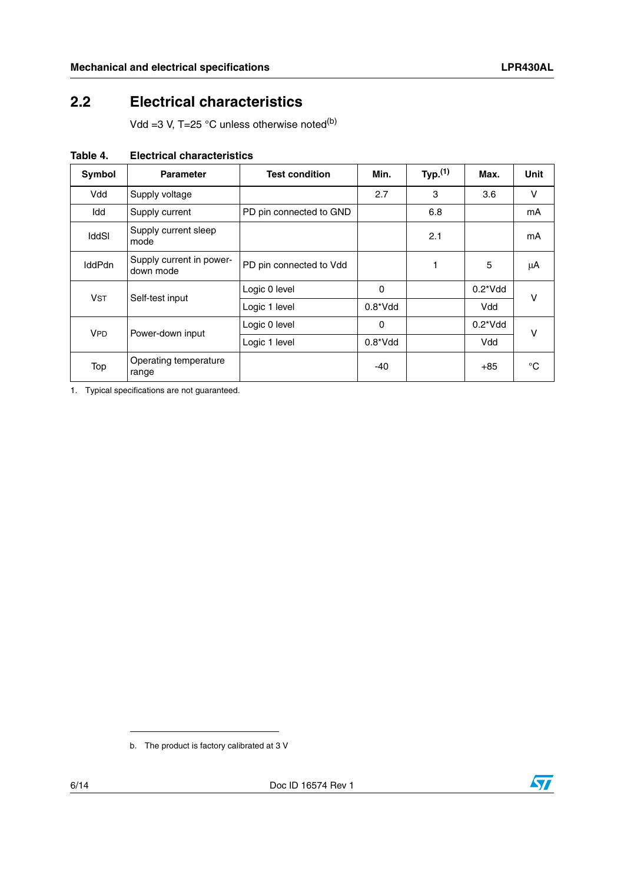## 2.2 Electrical characteristics

Vdd =3 V, T=25 °C unless otherwise noted[b]

**Table 4. Electrical characteristics**

| Symbol | Parameter | Test condition | Min. | Typ.[1] | Max. | Unit |
|---|---|---|---|---|---|---|
| Vdd | Supply voltage | | 2.7 | 3 | 3.6 | V |
| Idd | Supply current | PD pin connected to GND | | 6.8 | | mA |
| IddSl | Supply current sleep mode | | | 2.1 | | mA |
| IddPdn | Supply current in power-down mode | PD pin connected to Vdd | | 1 | 5 | µA |
| $V_{ST}$ | Self-test input | Logic 0 level | 0 | | 0.2*Vdd | V |
| | | Logic 1 level | 0.8*Vdd | | Vdd | |
| $V_{PD}$ | Power-down input | Logic 0 level | 0 | | 0.2*Vdd | V |
| | | Logic 1 level | 0.8*Vdd | | Vdd | |
| Top | Operating temperature range | | -40 | | +85 | °C |

1. Typical specifications are not guaranteed.

b. The product is factory calibrated at 3 V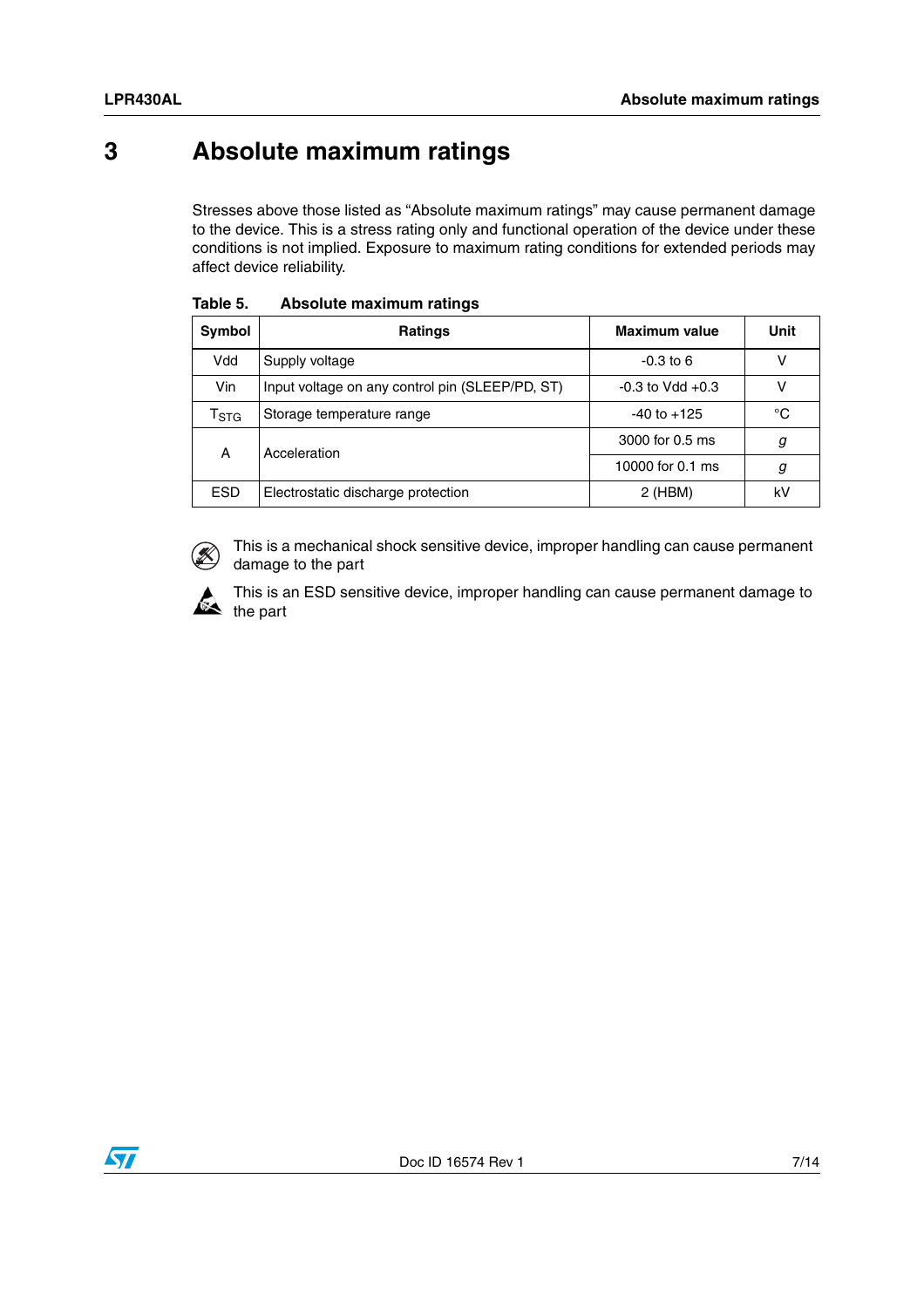# 3 Absolute maximum ratings

Stresses above those listed as “Absolute maximum ratings” may cause permanent damage to the device. This is a stress rating only and functional operation of the device under these conditions is not implied. Exposure to maximum rating conditions for extended periods may affect device reliability.

**Table 5. Absolute maximum ratings**

| Symbol | Ratings | Maximum value | Unit |
|---|---|---|---|
| Vdd | Supply voltage | -0.3 to 6 | V |
| Vin | Input voltage on any control pin (SLEEP/PD, ST) | -0.3 to Vdd +0.3 | V |
| $T_{STG}$ | Storage temperature range | -40 to +125 | °C |
| A | Acceleration | 3000 for 0.5 ms | *g* |
| | | 10000 for 0.1 ms | *g* |
| ESD | Electrostatic discharge protection | 2 (HBM) | kV |

This is a mechanical shock sensitive device, improper handling can cause permanent damage to the part

This is an ESD sensitive device, improper handling can cause permanent damage to the part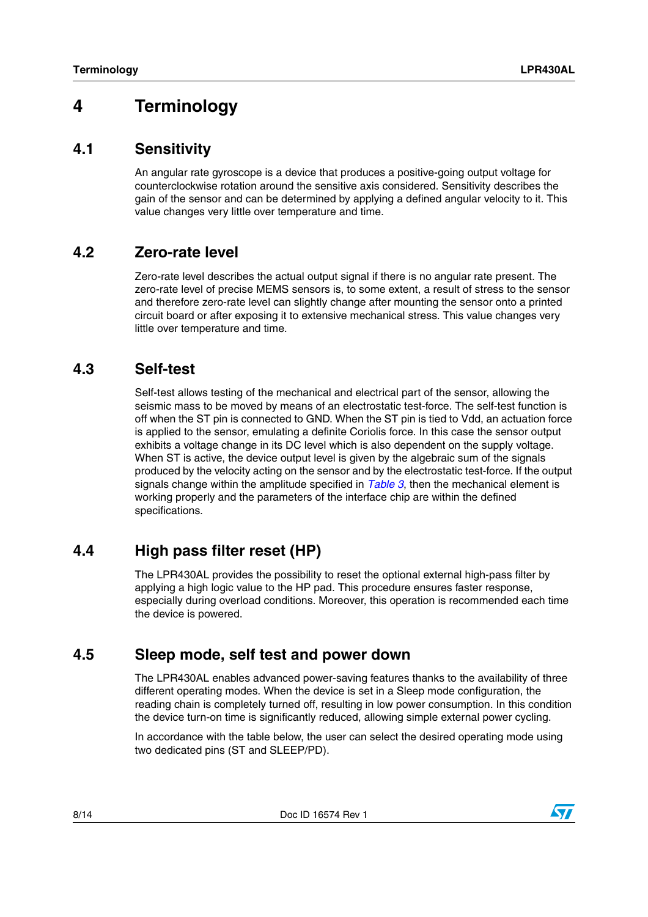# 4 Terminology

## 4.1 Sensitivity

An angular rate gyroscope is a device that produces a positive-going output voltage for counterclockwise rotation around the sensitive axis considered. Sensitivity describes the gain of the sensor and can be determined by applying a defined angular velocity to it. This value changes very little over temperature and time.

## 4.2 Zero-rate level

Zero-rate level describes the actual output signal if there is no angular rate present. The zero-rate level of precise MEMS sensors is, to some extent, a result of stress to the sensor and therefore zero-rate level can slightly change after mounting the sensor onto a printed circuit board or after exposing it to extensive mechanical stress. This value changes very little over temperature and time.

## 4.3 Self-test

Self-test allows testing of the mechanical and electrical part of the sensor, allowing the seismic mass to be moved by means of an electrostatic test-force. The self-test function is off when the ST pin is connected to GND. When the ST pin is tied to Vdd, an actuation force is applied to the sensor, emulating a definite Coriolis force. In this case the sensor output exhibits a voltage change in its DC level which is also dependent on the supply voltage. When ST is active, the device output level is given by the algebraic sum of the signals produced by the velocity acting on the sensor and by the electrostatic test-force. If the output signals change within the amplitude specified in *Table 3*, then the mechanical element is working properly and the parameters of the interface chip are within the defined specifications.

## 4.4 High pass filter reset (HP)

The LPR430AL provides the possibility to reset the optional external high-pass filter by applying a high logic value to the HP pad. This procedure ensures faster response, especially during overload conditions. Moreover, this operation is recommended each time the device is powered.

## 4.5 Sleep mode, self test and power down

The LPR430AL enables advanced power-saving features thanks to the availability of three different operating modes. When the device is set in a Sleep mode configuration, the reading chain is completely turned off, resulting in low power consumption. In this condition the device turn-on time is significantly reduced, allowing simple external power cycling.

In accordance with the table below, the user can select the desired operating mode using two dedicated pins (ST and SLEEP/PD).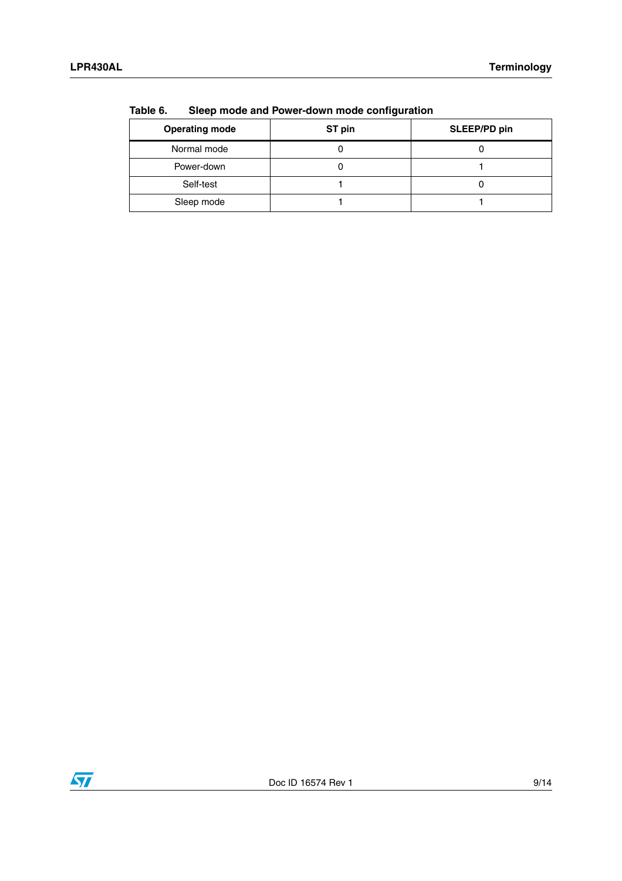Table 6. Sleep mode and Power-down mode configuration

| Operating mode | ST pin | SLEEP/PD pin |
|---|---|---|
| Normal mode | 0 | 0 |
| Power-down | 0 | 1 |
| Self-test | 1 | 0 |
| Sleep mode | 1 | 1 |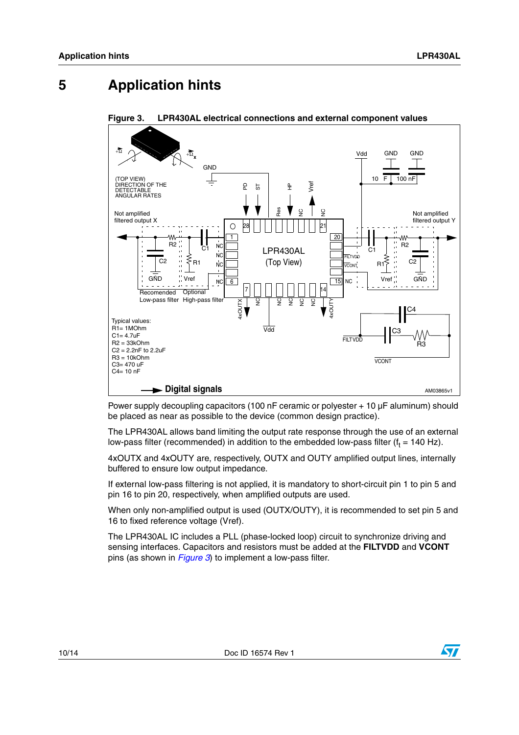# 5 Application hints

**Figure 3. LPR430AL electrical connections and external component values**

Typical values:
R1= 1MOhm
C1= 4.7uF
R2 = 33kOhm
C2 = 2.2nF to 2.2uF
R3 = 10kOhm
C3= 470 uF
C4= 10 nF

Power supply decoupling capacitors (100 nF ceramic or polyester + 10 µF aluminum) should be placed as near as possible to the device (common design practice).

The LPR430AL allows band limiting the output rate response through the use of an external low-pass filter (recommended) in addition to the embedded low-pass filter ($f_t$ = 140 Hz).

4xOUTX and 4xOUTY are, respectively, OUTX and OUTY amplified output lines, internally buffered to ensure low output impedance.

If external low-pass filtering is not applied, it is mandatory to short-circuit pin 1 to pin 5 and pin 16 to pin 20, respectively, when amplified outputs are used.

When only non-amplified output is used (OUTX/OUTY), it is recommended to set pin 5 and 16 to fixed reference voltage (Vref).

The LPR430AL IC includes a PLL (phase-locked loop) circuit to synchronize driving and sensing interfaces. Capacitors and resistors must be added at the **FILTVDD** and **VCONT** pins (as shown in *Figure 3*) to implement a low-pass filter.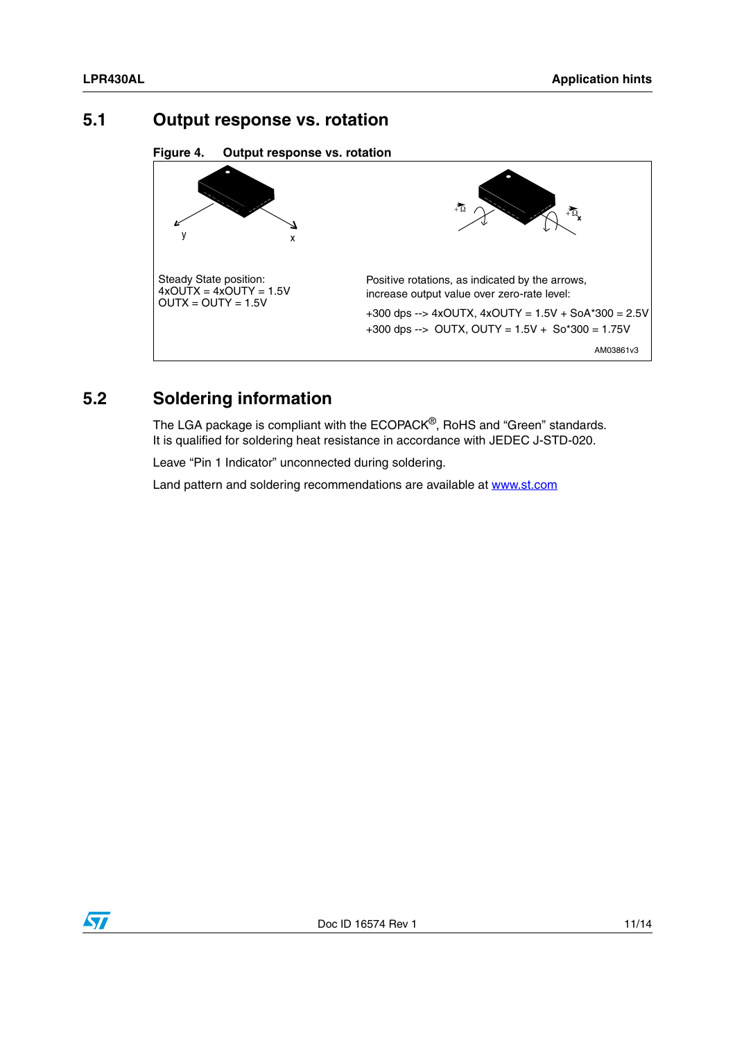## 5.1 Output response vs. rotation

**Figure 4. Output response vs. rotation**

y x

Steady State position:
4xOUTX = 4xOUTY = 1.5V
OUTX = OUTY = 1.5V

$+\Omega$ $+\Omega_x$

Positive rotations, as indicated by the arrows, increase output value over zero-rate level:

+300 dps --> 4xOUTX, 4xOUTY = 1.5V + SoA*300 = 2.5V

+300 dps --> OUTX, OUTY = 1.5V + So*300 = 1.75V

AM03861v3

## 5.2 Soldering information

The LGA package is compliant with the ECOPACK®, RoHS and “Green” standards.
It is qualified for soldering heat resistance in accordance with JEDEC J-STD-020.

Leave “Pin 1 Indicator” unconnected during soldering.

Land pattern and soldering recommendations are available at www.st.com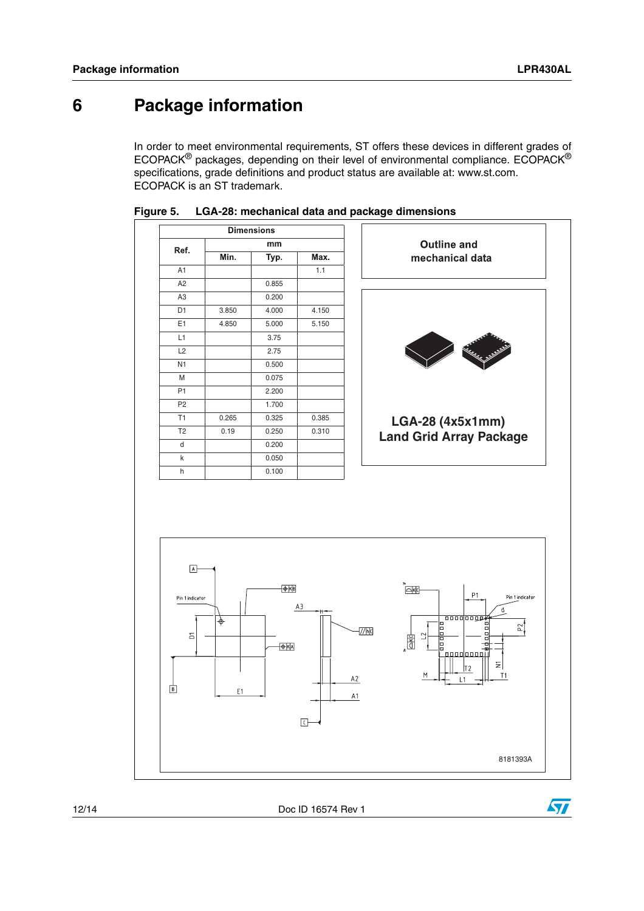# 6 Package information

In order to meet environmental requirements, ST offers these devices in different grades of ECOPACK® packages, depending on their level of environmental compliance. ECOPACK® specifications, grade definitions and product status are available at: www.st.com. ECOPACK is an ST trademark.

**Figure 5. LGA-28: mechanical data and package dimensions**

| Ref. | Dimensions (mm) | | |
|---|---|---|---|
| | Min. | Typ. | Max. |
| A1 | | | 1.1 |
| A2 | | 0.855 | |
| A3 | | 0.200 | |
| D1 | 3.850 | 4.000 | 4.150 |
| E1 | 4.850 | 5.000 | 5.150 |
| L1 | | 3.75 | |
| L2 | | 2.75 | |
| N1 | | 0.500 | |
| M | | 0.075 | |
| P1 | | 2.200 | |
| P2 | | 1.700 | |
| T1 | 0.265 | 0.325 | 0.385 |
| T2 | 0.19 | 0.250 | 0.310 |
| d | | 0.200 | |
| k | | 0.050 | |
| h | | 0.100 | |

**Outline and mechanical data**

**LGA-28 (4x5x1mm) Land Grid Array Package**

8181393A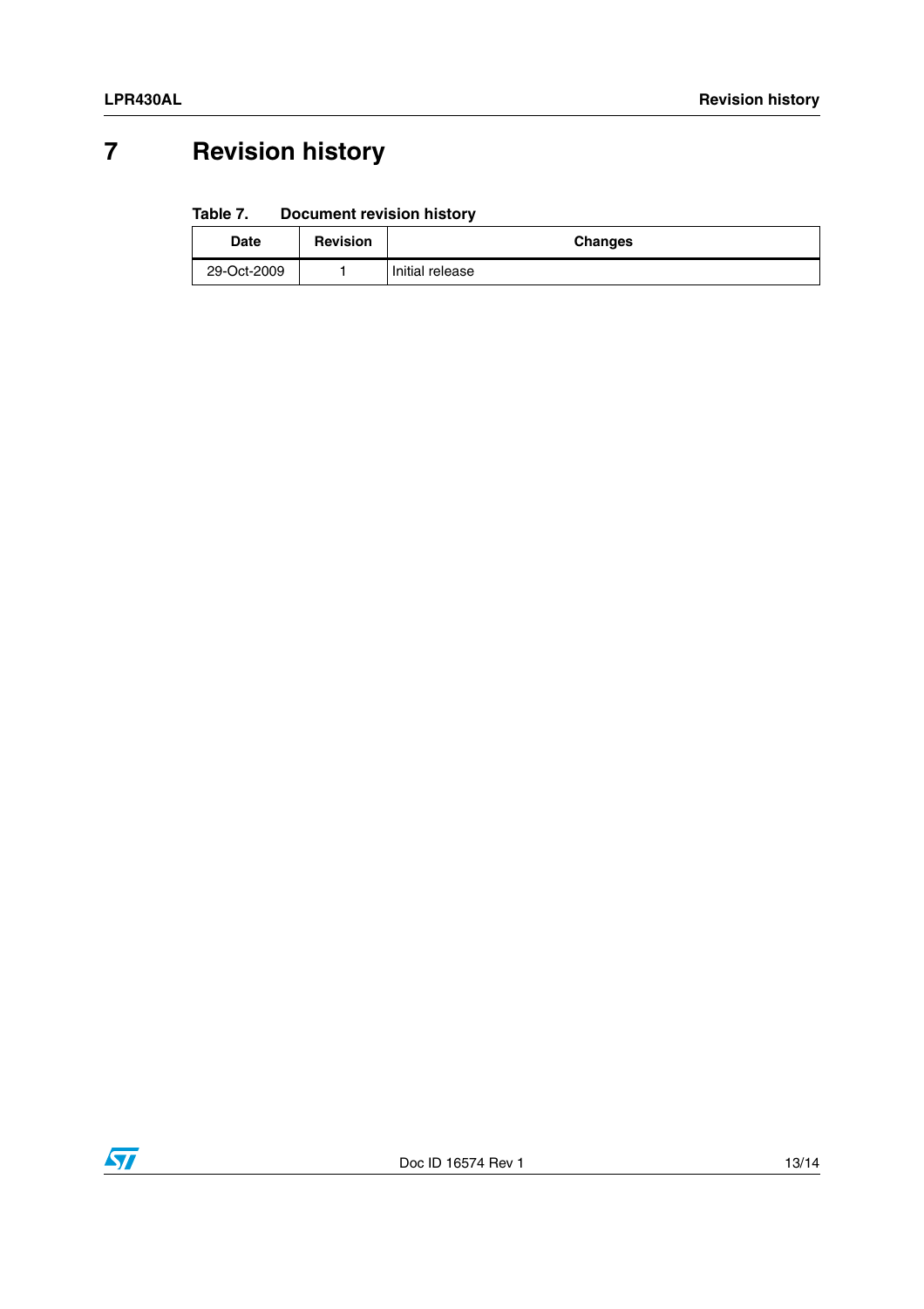# 7 Revision history

**Table 7. Document revision history**

| Date | Revision | Changes |
|---|---|---|
| 29-Oct-2009 | 1 | Initial release |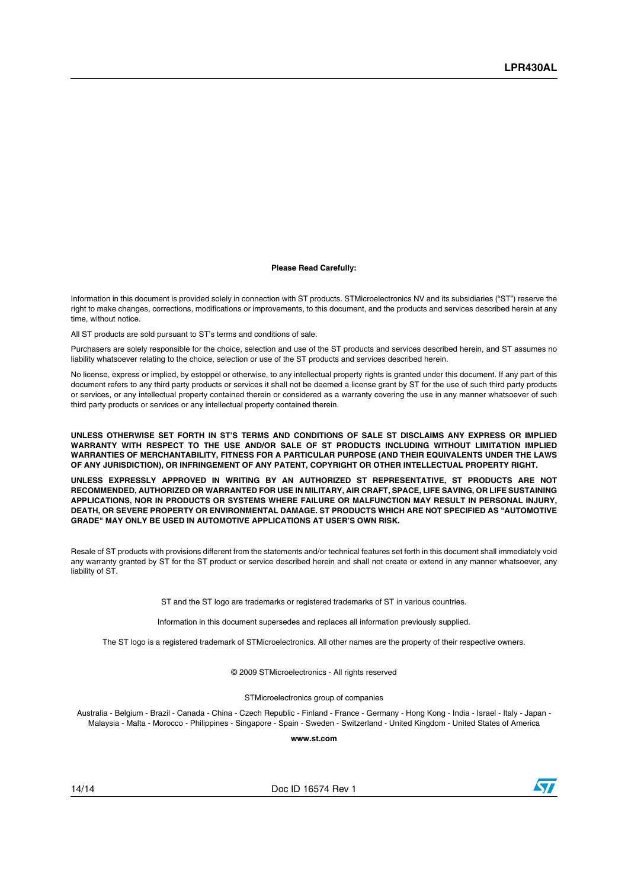**Please Read Carefully:**

Information in this document is provided solely in connection with ST products. STMicroelectronics NV and its subsidiaries ("ST") reserve the right to make changes, corrections, modifications or improvements, to this document, and the products and services described herein at any time, without notice.

All ST products are sold pursuant to ST's terms and conditions of sale.

Purchasers are solely responsible for the choice, selection and use of the ST products and services described herein, and ST assumes no liability whatsoever relating to the choice, selection or use of the ST products and services described herein.

No license, express or implied, by estoppel or otherwise, to any intellectual property rights is granted under this document. If any part of this document refers to any third party products or services it shall not be deemed a license grant by ST for the use of such third party products or services, or any intellectual property contained therein or considered as a warranty covering the use in any manner whatsoever of such third party products or services or any intellectual property contained therein.

**UNLESS OTHERWISE SET FORTH IN ST'S TERMS AND CONDITIONS OF SALE ST DISCLAIMS ANY EXPRESS OR IMPLIED WARRANTY WITH RESPECT TO THE USE AND/OR SALE OF ST PRODUCTS INCLUDING WITHOUT LIMITATION IMPLIED WARRANTIES OF MERCHANTABILITY, FITNESS FOR A PARTICULAR PURPOSE (AND THEIR EQUIVALENTS UNDER THE LAWS OF ANY JURISDICTION), OR INFRINGEMENT OF ANY PATENT, COPYRIGHT OR OTHER INTELLECTUAL PROPERTY RIGHT.**

**UNLESS EXPRESSLY APPROVED IN WRITING BY AN AUTHORIZED ST REPRESENTATIVE, ST PRODUCTS ARE NOT RECOMMENDED, AUTHORIZED OR WARRANTED FOR USE IN MILITARY, AIR CRAFT, SPACE, LIFE SAVING, OR LIFE SUSTAINING APPLICATIONS, NOR IN PRODUCTS OR SYSTEMS WHERE FAILURE OR MALFUNCTION MAY RESULT IN PERSONAL INJURY, DEATH, OR SEVERE PROPERTY OR ENVIRONMENTAL DAMAGE. ST PRODUCTS WHICH ARE NOT SPECIFIED AS "AUTOMOTIVE GRADE" MAY ONLY BE USED IN AUTOMOTIVE APPLICATIONS AT USER'S OWN RISK.**

Resale of ST products with provisions different from the statements and/or technical features set forth in this document shall immediately void any warranty granted by ST for the ST product or service described herein and shall not create or extend in any manner whatsoever, any liability of ST.

ST and the ST logo are trademarks or registered trademarks of ST in various countries.

Information in this document supersedes and replaces all information previously supplied.

The ST logo is a registered trademark of STMicroelectronics. All other names are the property of their respective owners.

© 2009 STMicroelectronics - All rights reserved

STMicroelectronics group of companies

Australia - Belgium - Brazil - Canada - China - Czech Republic - Finland - France - Germany - Hong Kong - India - Israel - Italy - Japan - Malaysia - Malta - Morocco - Philippines - Singapore - Spain - Sweden - Switzerland - United Kingdom - United States of America

**www.st.com**